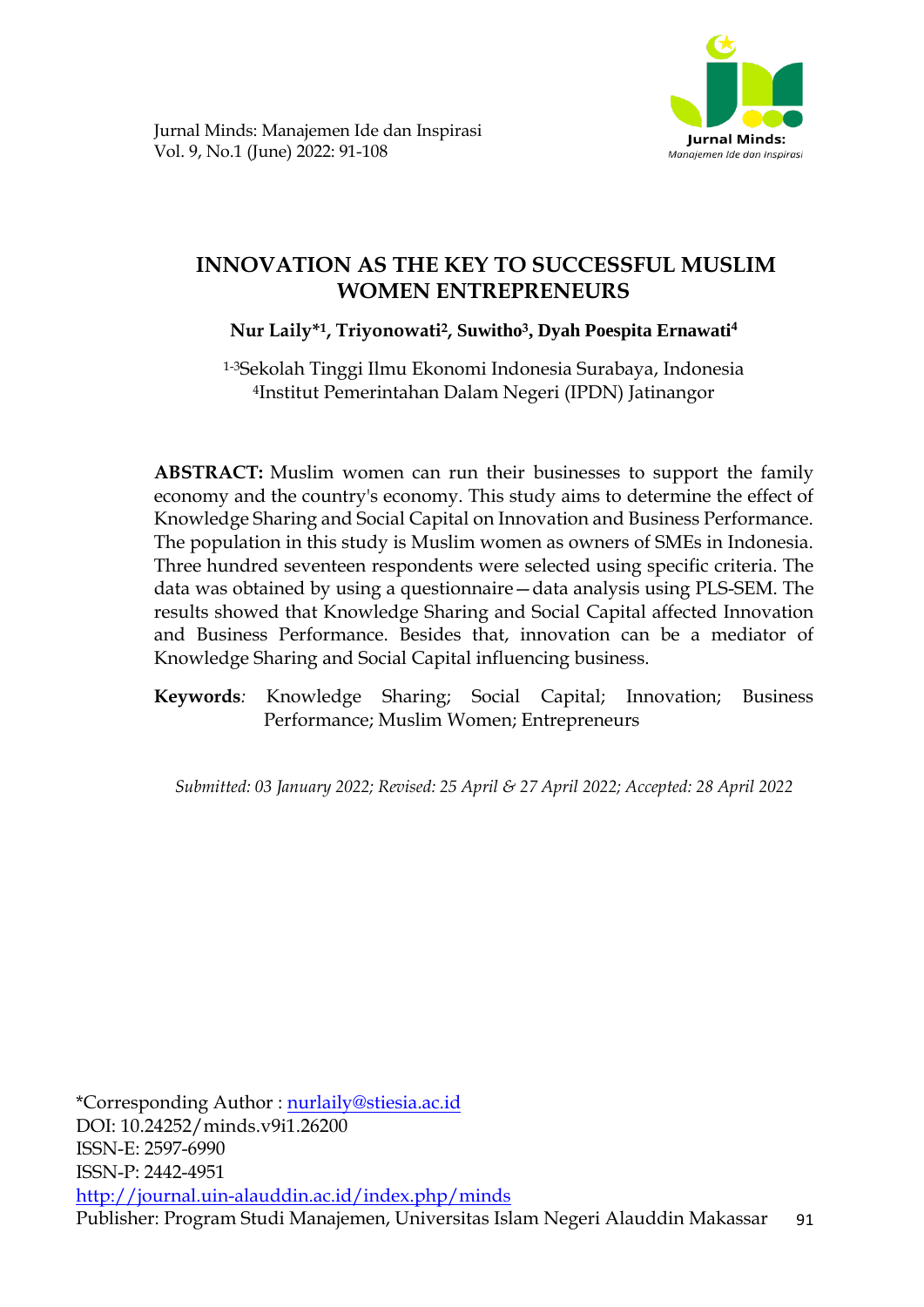# INNOVATION AS THE KEY TO SUCCESSFUL MUSLIM WOMEN ENTREPRENEURS

**Nur Laily*[1], Triyonowati[2], Suwitho[3], Dyah Poespita Ernawati[4]**

[1-3]Sekolah Tinggi Ilmu Ekonomi Indonesia Surabaya, Indonesia
[4]Institut Pemerintahan Dalam Negeri (IPDN) Jatinangor

**ABSTRACT:** Muslim women can run their businesses to support the family economy and the country's economy. This study aims to determine the effect of Knowledge Sharing and Social Capital on Innovation and Business Performance. The population in this study is Muslim women as owners of SMEs in Indonesia. Three hundred seventeen respondents were selected using specific criteria. The data was obtained by using a questionnaire—data analysis using PLS-SEM. The results showed that Knowledge Sharing and Social Capital affected Innovation and Business Performance. Besides that, innovation can be a mediator of Knowledge Sharing and Social Capital influencing business.

**Keywords***:* Knowledge Sharing; Social Capital; Innovation; Business Performance; Muslim Women; Entrepreneurs

*Submitted: 03 January 2022; Revised: 25 April & 27 April 2022; Accepted: 28 April 2022*

*Corresponding Author : nurlaily@stiesia.ac.id
DOI: 10.24252/minds.v9i1.26200
ISSN-E: 2597-6990
ISSN-P: 2442-4951
http://journal.uin-alauddin.ac.id/index.php/minds
Publisher: Program Studi Manajemen, Universitas Islam Negeri Alauddin Makassar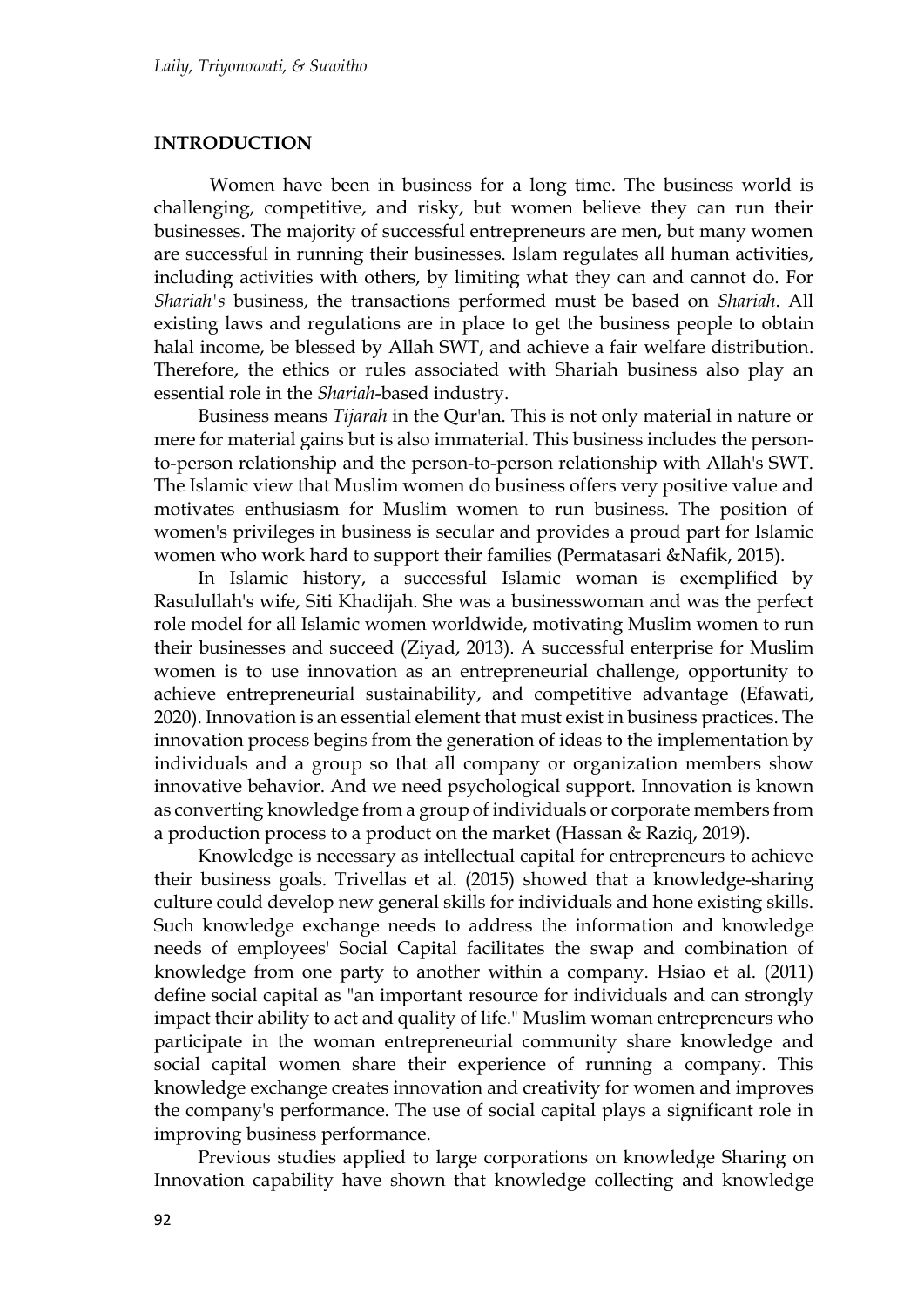## INTRODUCTION

Women have been in business for a long time. The business world is challenging, competitive, and risky, but women believe they can run their businesses. The majority of successful entrepreneurs are men, but many women are successful in running their businesses. Islam regulates all human activities, including activities with others, by limiting what they can and cannot do. For *Shariah's* business, the transactions performed must be based on *Shariah*. All existing laws and regulations are in place to get the business people to obtain halal income, be blessed by Allah SWT, and achieve a fair welfare distribution. Therefore, the ethics or rules associated with Shariah business also play an essential role in the *Shariah*-based industry.

Business means *Tijarah* in the Qur'an. This is not only material in nature or mere for material gains but is also immaterial. This business includes the person-to-person relationship and the person-to-person relationship with Allah's SWT. The Islamic view that Muslim women do business offers very positive value and motivates enthusiasm for Muslim women to run business. The position of women's privileges in business is secular and provides a proud part for Islamic women who work hard to support their families (Permatasari &Nafik, 2015).

In Islamic history, a successful Islamic woman is exemplified by Rasulullah's wife, Siti Khadijah. She was a businesswoman and was the perfect role model for all Islamic women worldwide, motivating Muslim women to run their businesses and succeed (Ziyad, 2013). A successful enterprise for Muslim women is to use innovation as an entrepreneurial challenge, opportunity to achieve entrepreneurial sustainability, and competitive advantage (Efawati, 2020). Innovation is an essential element that must exist in business practices. The innovation process begins from the generation of ideas to the implementation by individuals and a group so that all company or organization members show innovative behavior. And we need psychological support. Innovation is known as converting knowledge from a group of individuals or corporate members from a production process to a product on the market (Hassan & Raziq, 2019).

Knowledge is necessary as intellectual capital for entrepreneurs to achieve their business goals. Trivellas et al. (2015) showed that a knowledge-sharing culture could develop new general skills for individuals and hone existing skills. Such knowledge exchange needs to address the information and knowledge needs of employees' Social Capital facilitates the swap and combination of knowledge from one party to another within a company. Hsiao et al. (2011) define social capital as "an important resource for individuals and can strongly impact their ability to act and quality of life." Muslim woman entrepreneurs who participate in the woman entrepreneurial community share knowledge and social capital women share their experience of running a company. This knowledge exchange creates innovation and creativity for women and improves the company's performance. The use of social capital plays a significant role in improving business performance.

Previous studies applied to large corporations on knowledge Sharing on Innovation capability have shown that knowledge collecting and knowledge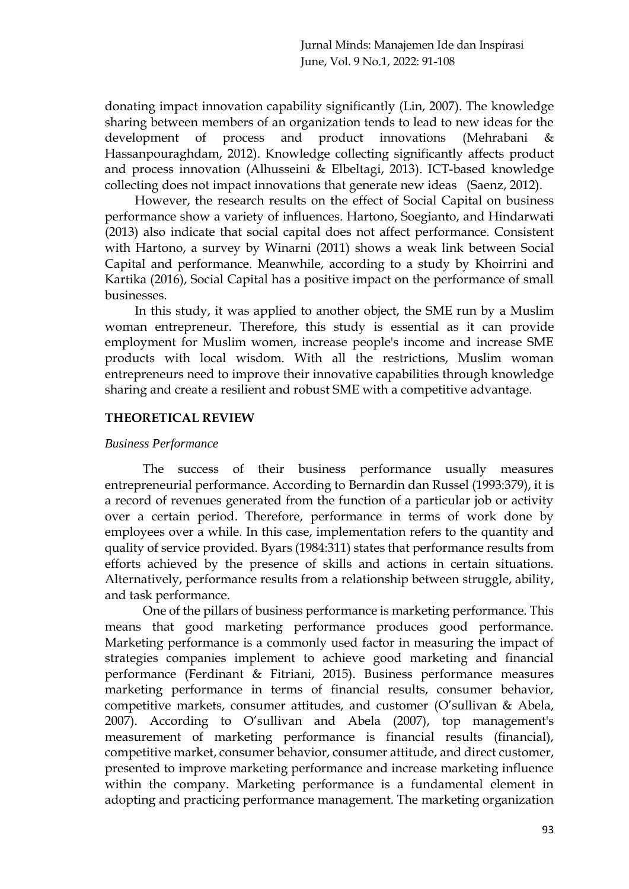donating impact innovation capability significantly (Lin, 2007). The knowledge sharing between members of an organization tends to lead to new ideas for the development of process and product innovations (Mehrabani & Hassanpouraghdam, 2012). Knowledge collecting significantly affects product and process innovation (Alhusseini & Elbeltagi, 2013). ICT-based knowledge collecting does not impact innovations that generate new ideas (Saenz, 2012).

However, the research results on the effect of Social Capital on business performance show a variety of influences. Hartono, Soegianto, and Hindarwati (2013) also indicate that social capital does not affect performance. Consistent with Hartono, a survey by Winarni (2011) shows a weak link between Social Capital and performance. Meanwhile, according to a study by Khoirrini and Kartika (2016), Social Capital has a positive impact on the performance of small businesses.

In this study, it was applied to another object, the SME run by a Muslim woman entrepreneur. Therefore, this study is essential as it can provide employment for Muslim women, increase people's income and increase SME products with local wisdom. With all the restrictions, Muslim woman entrepreneurs need to improve their innovative capabilities through knowledge sharing and create a resilient and robust SME with a competitive advantage.

## THEORETICAL REVIEW

### *Business Performance*

The success of their business performance usually measures entrepreneurial performance. According to Bernardin dan Russel (1993:379), it is a record of revenues generated from the function of a particular job or activity over a certain period. Therefore, performance in terms of work done by employees over a while. In this case, implementation refers to the quantity and quality of service provided. Byars (1984:311) states that performance results from efforts achieved by the presence of skills and actions in certain situations. Alternatively, performance results from a relationship between struggle, ability, and task performance.

One of the pillars of business performance is marketing performance. This means that good marketing performance produces good performance. Marketing performance is a commonly used factor in measuring the impact of strategies companies implement to achieve good marketing and financial performance (Ferdinant & Fitriani, 2015). Business performance measures marketing performance in terms of financial results, consumer behavior, competitive markets, consumer attitudes, and customer (O'sullivan & Abela, 2007). According to O'sullivan and Abela (2007), top management's measurement of marketing performance is financial results (financial), competitive market, consumer behavior, consumer attitude, and direct customer, presented to improve marketing performance and increase marketing influence within the company. Marketing performance is a fundamental element in adopting and practicing performance management. The marketing organization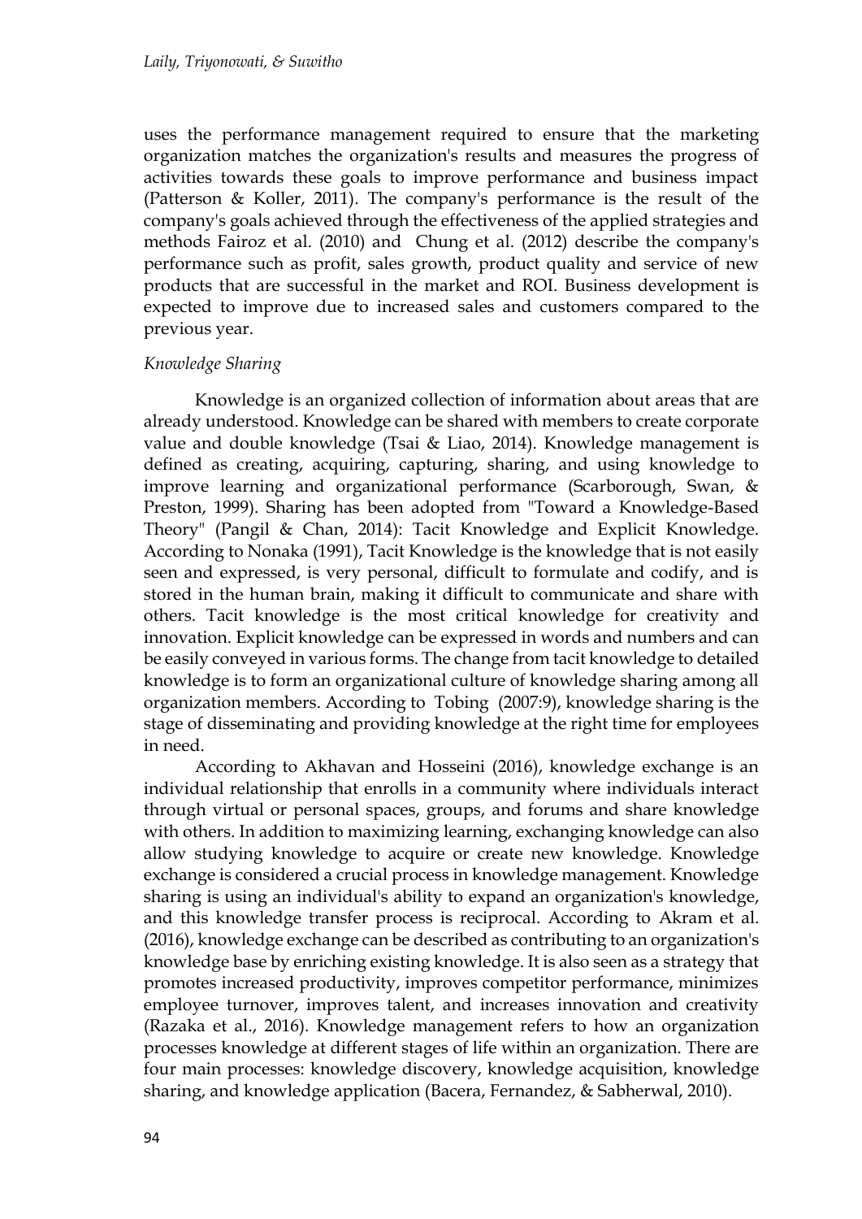uses the performance management required to ensure that the marketing organization matches the organization's results and measures the progress of activities towards these goals to improve performance and business impact (Patterson & Koller, 2011). The company's performance is the result of the company's goals achieved through the effectiveness of the applied strategies and methods Fairoz et al. (2010) and Chung et al. (2012) describe the company's performance such as profit, sales growth, product quality and service of new products that are successful in the market and ROI. Business development is expected to improve due to increased sales and customers compared to the previous year.

*Knowledge Sharing*

Knowledge is an organized collection of information about areas that are already understood. Knowledge can be shared with members to create corporate value and double knowledge (Tsai & Liao, 2014). Knowledge management is defined as creating, acquiring, capturing, sharing, and using knowledge to improve learning and organizational performance (Scarborough, Swan, & Preston, 1999). Sharing has been adopted from "Toward a Knowledge-Based Theory" (Pangil & Chan, 2014): Tacit Knowledge and Explicit Knowledge. According to Nonaka (1991), Tacit Knowledge is the knowledge that is not easily seen and expressed, is very personal, difficult to formulate and codify, and is stored in the human brain, making it difficult to communicate and share with others. Tacit knowledge is the most critical knowledge for creativity and innovation. Explicit knowledge can be expressed in words and numbers and can be easily conveyed in various forms. The change from tacit knowledge to detailed knowledge is to form an organizational culture of knowledge sharing among all organization members. According to Tobing (2007:9), knowledge sharing is the stage of disseminating and providing knowledge at the right time for employees in need.

According to Akhavan and Hosseini (2016), knowledge exchange is an individual relationship that enrolls in a community where individuals interact through virtual or personal spaces, groups, and forums and share knowledge with others. In addition to maximizing learning, exchanging knowledge can also allow studying knowledge to acquire or create new knowledge. Knowledge exchange is considered a crucial process in knowledge management. Knowledge sharing is using an individual's ability to expand an organization's knowledge, and this knowledge transfer process is reciprocal. According to Akram et al. (2016), knowledge exchange can be described as contributing to an organization's knowledge base by enriching existing knowledge. It is also seen as a strategy that promotes increased productivity, improves competitor performance, minimizes employee turnover, improves talent, and increases innovation and creativity (Razaka et al., 2016). Knowledge management refers to how an organization processes knowledge at different stages of life within an organization. There are four main processes: knowledge discovery, knowledge acquisition, knowledge sharing, and knowledge application (Bacera, Fernandez, & Sabherwal, 2010).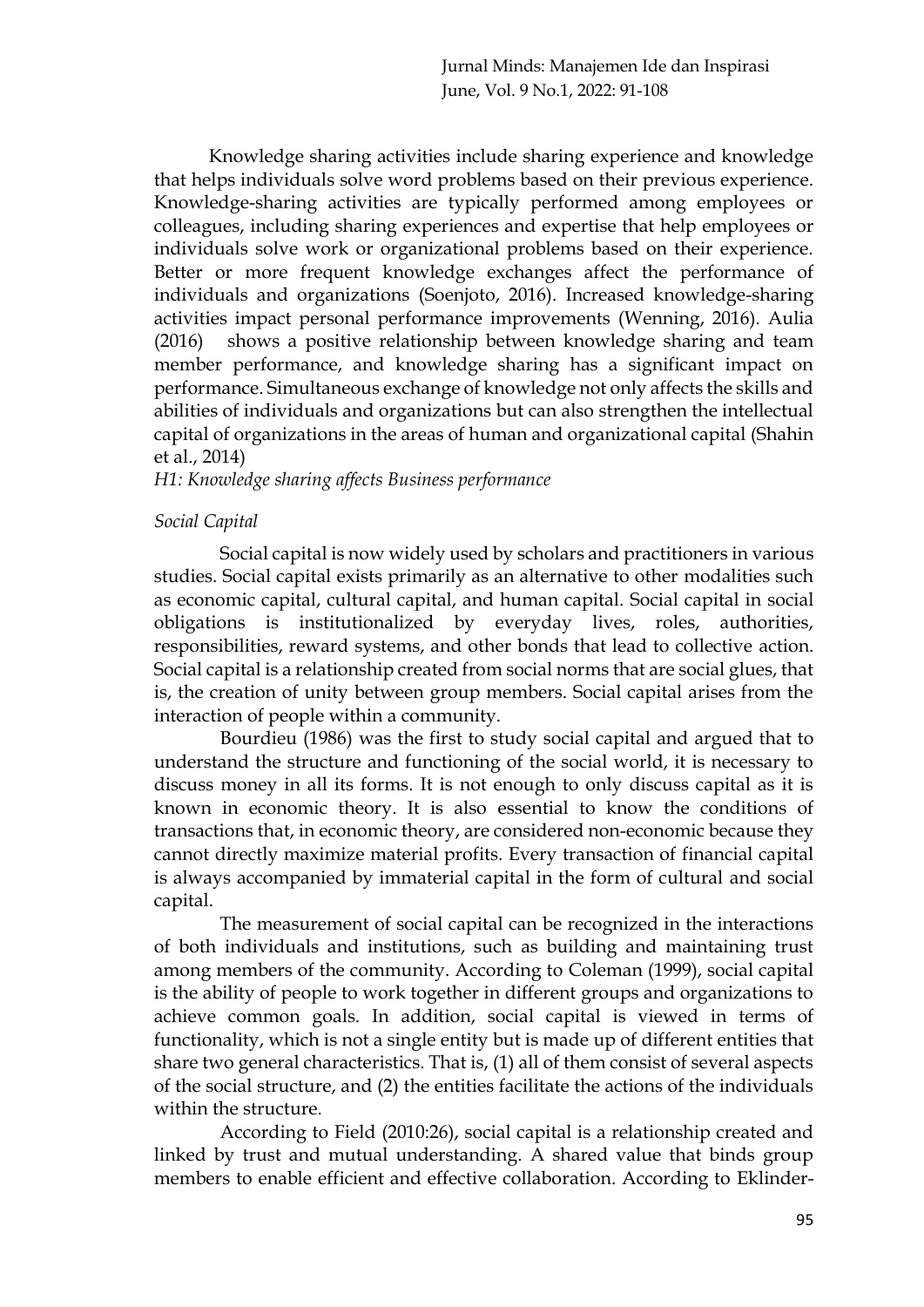Knowledge sharing activities include sharing experience and knowledge that helps individuals solve word problems based on their previous experience. Knowledge-sharing activities are typically performed among employees or colleagues, including sharing experiences and expertise that help employees or individuals solve work or organizational problems based on their experience. Better or more frequent knowledge exchanges affect the performance of individuals and organizations (Soenjoto, 2016). Increased knowledge-sharing activities impact personal performance improvements (Wenning, 2016). Aulia (2016) shows a positive relationship between knowledge sharing and team member performance, and knowledge sharing has a significant impact on performance. Simultaneous exchange of knowledge not only affects the skills and abilities of individuals and organizations but can also strengthen the intellectual capital of organizations in the areas of human and organizational capital (Shahin et al., 2014)

*H1: Knowledge sharing affects Business performance*

*Social Capital*

Social capital is now widely used by scholars and practitioners in various studies. Social capital exists primarily as an alternative to other modalities such as economic capital, cultural capital, and human capital. Social capital in social obligations is institutionalized by everyday lives, roles, authorities, responsibilities, reward systems, and other bonds that lead to collective action. Social capital is a relationship created from social norms that are social glues, that is, the creation of unity between group members. Social capital arises from the interaction of people within a community.

Bourdieu (1986) was the first to study social capital and argued that to understand the structure and functioning of the social world, it is necessary to discuss money in all its forms. It is not enough to only discuss capital as it is known in economic theory. It is also essential to know the conditions of transactions that, in economic theory, are considered non-economic because they cannot directly maximize material profits. Every transaction of financial capital is always accompanied by immaterial capital in the form of cultural and social capital.

The measurement of social capital can be recognized in the interactions of both individuals and institutions, such as building and maintaining trust among members of the community. According to Coleman (1999), social capital is the ability of people to work together in different groups and organizations to achieve common goals. In addition, social capital is viewed in terms of functionality, which is not a single entity but is made up of different entities that share two general characteristics. That is, (1) all of them consist of several aspects of the social structure, and (2) the entities facilitate the actions of the individuals within the structure.

According to Field (2010:26), social capital is a relationship created and linked by trust and mutual understanding. A shared value that binds group members to enable efficient and effective collaboration. According to Eklinder-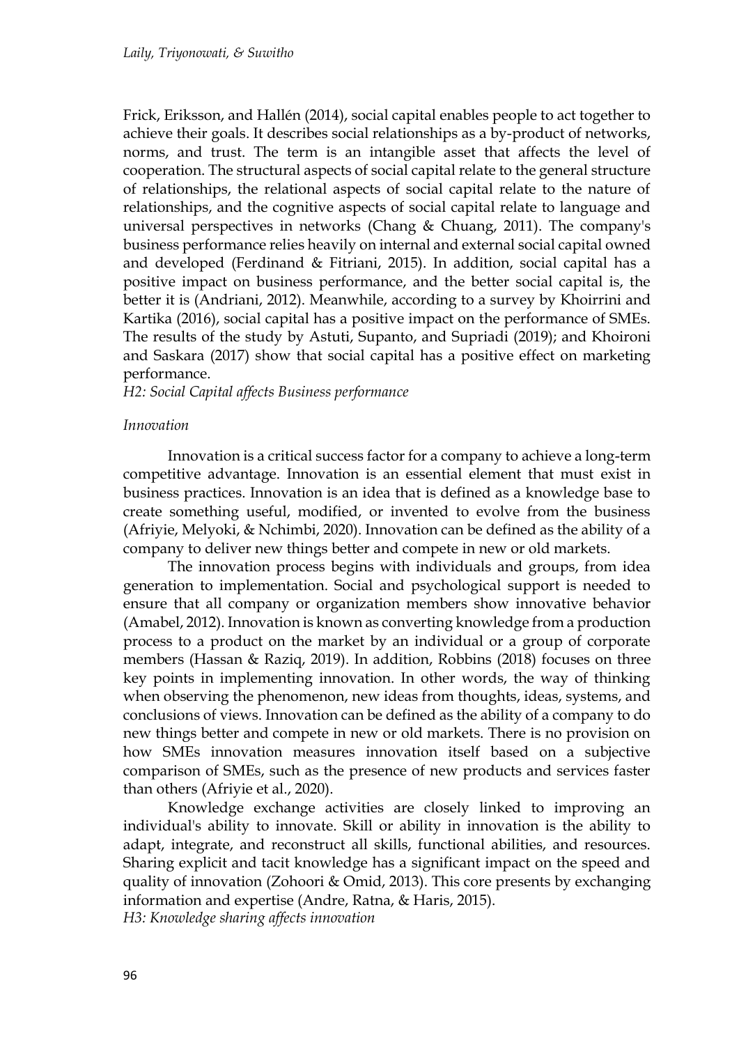Frick, Eriksson, and Hallén (2014), social capital enables people to act together to achieve their goals. It describes social relationships as a by-product of networks, norms, and trust. The term is an intangible asset that affects the level of cooperation. The structural aspects of social capital relate to the general structure of relationships, the relational aspects of social capital relate to the nature of relationships, and the cognitive aspects of social capital relate to language and universal perspectives in networks (Chang & Chuang, 2011). The company's business performance relies heavily on internal and external social capital owned and developed (Ferdinand & Fitriani, 2015). In addition, social capital has a positive impact on business performance, and the better social capital is, the better it is (Andriani, 2012). Meanwhile, according to a survey by Khoirrini and Kartika (2016), social capital has a positive impact on the performance of SMEs. The results of the study by Astuti, Supanto, and Supriadi (2019); and Khoironi and Saskara (2017) show that social capital has a positive effect on marketing performance.

*H2: Social Capital affects Business performance*

*Innovation*

Innovation is a critical success factor for a company to achieve a long-term competitive advantage. Innovation is an essential element that must exist in business practices. Innovation is an idea that is defined as a knowledge base to create something useful, modified, or invented to evolve from the business (Afriyie, Melyoki, & Nchimbi, 2020). Innovation can be defined as the ability of a company to deliver new things better and compete in new or old markets.

The innovation process begins with individuals and groups, from idea generation to implementation. Social and psychological support is needed to ensure that all company or organization members show innovative behavior (Amabel, 2012). Innovation is known as converting knowledge from a production process to a product on the market by an individual or a group of corporate members (Hassan & Raziq, 2019). In addition, Robbins (2018) focuses on three key points in implementing innovation. In other words, the way of thinking when observing the phenomenon, new ideas from thoughts, ideas, systems, and conclusions of views. Innovation can be defined as the ability of a company to do new things better and compete in new or old markets. There is no provision on how SMEs innovation measures innovation itself based on a subjective comparison of SMEs, such as the presence of new products and services faster than others (Afriyie et al., 2020).

Knowledge exchange activities are closely linked to improving an individual's ability to innovate. Skill or ability in innovation is the ability to adapt, integrate, and reconstruct all skills, functional abilities, and resources. Sharing explicit and tacit knowledge has a significant impact on the speed and quality of innovation (Zohoori & Omid, 2013). This core presents by exchanging information and expertise (Andre, Ratna, & Haris, 2015).

*H3: Knowledge sharing affects innovation*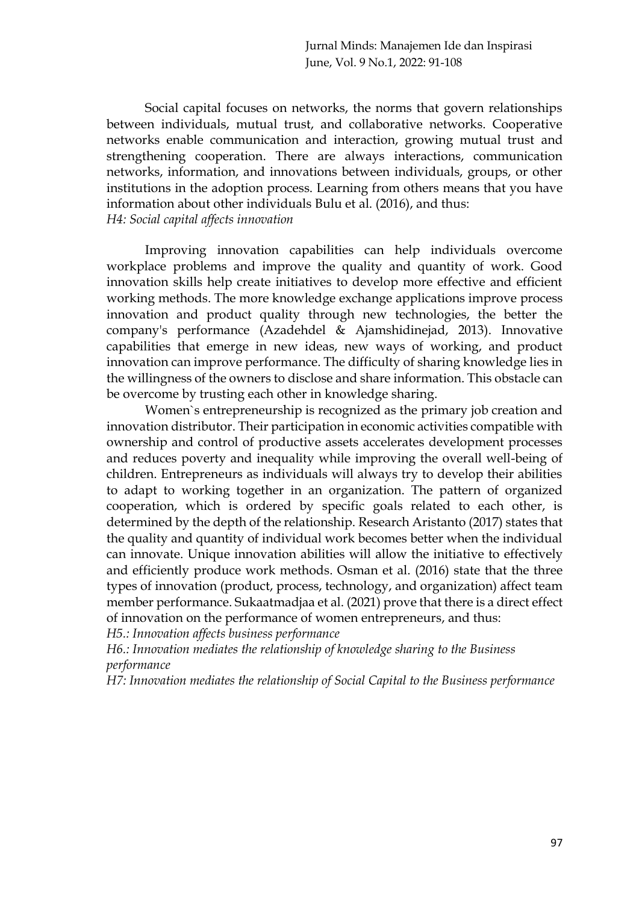Social capital focuses on networks, the norms that govern relationships between individuals, mutual trust, and collaborative networks. Cooperative networks enable communication and interaction, growing mutual trust and strengthening cooperation. There are always interactions, communication networks, information, and innovations between individuals, groups, or other institutions in the adoption process. Learning from others means that you have information about other individuals Bulu et al. (2016), and thus:

*H4: Social capital affects innovation*

Improving innovation capabilities can help individuals overcome workplace problems and improve the quality and quantity of work. Good innovation skills help create initiatives to develop more effective and efficient working methods. The more knowledge exchange applications improve process innovation and product quality through new technologies, the better the company's performance (Azadehdel & Ajamshidinejad, 2013). Innovative capabilities that emerge in new ideas, new ways of working, and product innovation can improve performance. The difficulty of sharing knowledge lies in the willingness of the owners to disclose and share information. This obstacle can be overcome by trusting each other in knowledge sharing.

Women`s entrepreneurship is recognized as the primary job creation and innovation distributor. Their participation in economic activities compatible with ownership and control of productive assets accelerates development processes and reduces poverty and inequality while improving the overall well-being of children. Entrepreneurs as individuals will always try to develop their abilities to adapt to working together in an organization. The pattern of organized cooperation, which is ordered by specific goals related to each other, is determined by the depth of the relationship. Research Aristanto (2017) states that the quality and quantity of individual work becomes better when the individual can innovate. Unique innovation abilities will allow the initiative to effectively and efficiently produce work methods. Osman et al. (2016) state that the three types of innovation (product, process, technology, and organization) affect team member performance. Sukaatmadjaa et al. (2021) prove that there is a direct effect of innovation on the performance of women entrepreneurs, and thus:

*H5.: Innovation affects business performance*

*H6.: Innovation mediates the relationship of knowledge sharing to the Business performance*

*H7: Innovation mediates the relationship of Social Capital to the Business performance*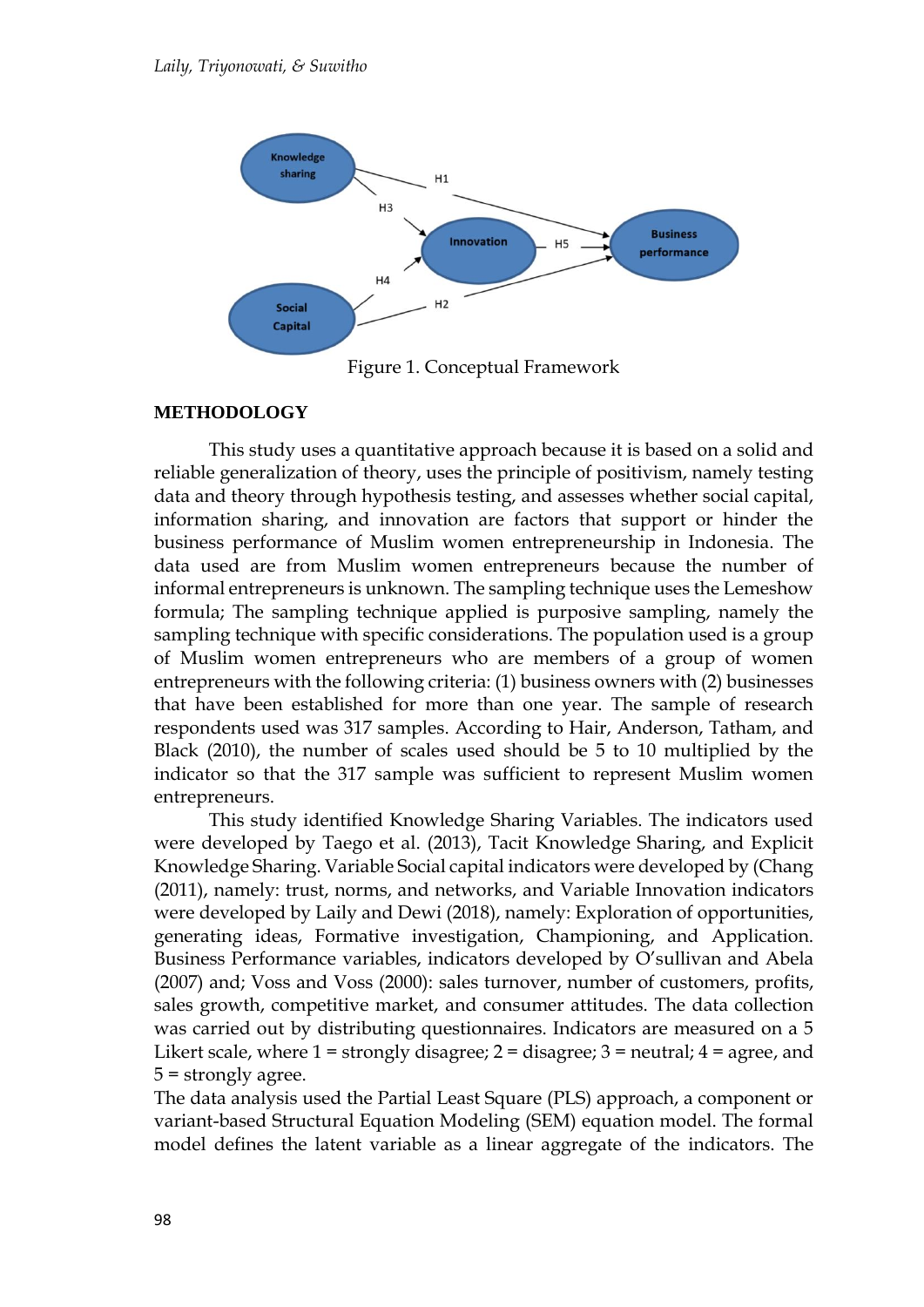Figure 1. Conceptual Framework

## METHODOLOGY

This study uses a quantitative approach because it is based on a solid and reliable generalization of theory, uses the principle of positivism, namely testing data and theory through hypothesis testing, and assesses whether social capital, information sharing, and innovation are factors that support or hinder the business performance of Muslim women entrepreneurship in Indonesia. The data used are from Muslim women entrepreneurs because the number of informal entrepreneurs is unknown. The sampling technique uses the Lemeshow formula; The sampling technique applied is purposive sampling, namely the sampling technique with specific considerations. The population used is a group of Muslim women entrepreneurs who are members of a group of women entrepreneurs with the following criteria: (1) business owners with (2) businesses that have been established for more than one year. The sample of research respondents used was 317 samples. According to Hair, Anderson, Tatham, and Black (2010), the number of scales used should be 5 to 10 multiplied by the indicator so that the 317 sample was sufficient to represent Muslim women entrepreneurs.

This study identified Knowledge Sharing Variables. The indicators used were developed by Taego et al. (2013), Tacit Knowledge Sharing, and Explicit Knowledge Sharing. Variable Social capital indicators were developed by (Chang (2011), namely: trust, norms, and networks, and Variable Innovation indicators were developed by Laily and Dewi (2018), namely: Exploration of opportunities, generating ideas, Formative investigation, Championing, and Application. Business Performance variables, indicators developed by O'sullivan and Abela (2007) and; Voss and Voss (2000): sales turnover, number of customers, profits, sales growth, competitive market, and consumer attitudes. The data collection was carried out by distributing questionnaires. Indicators are measured on a 5 Likert scale, where 1 = strongly disagree; 2 = disagree; 3 = neutral; 4 = agree, and 5 = strongly agree.

The data analysis used the Partial Least Square (PLS) approach, a component or variant-based Structural Equation Modeling (SEM) equation model. The formal model defines the latent variable as a linear aggregate of the indicators. The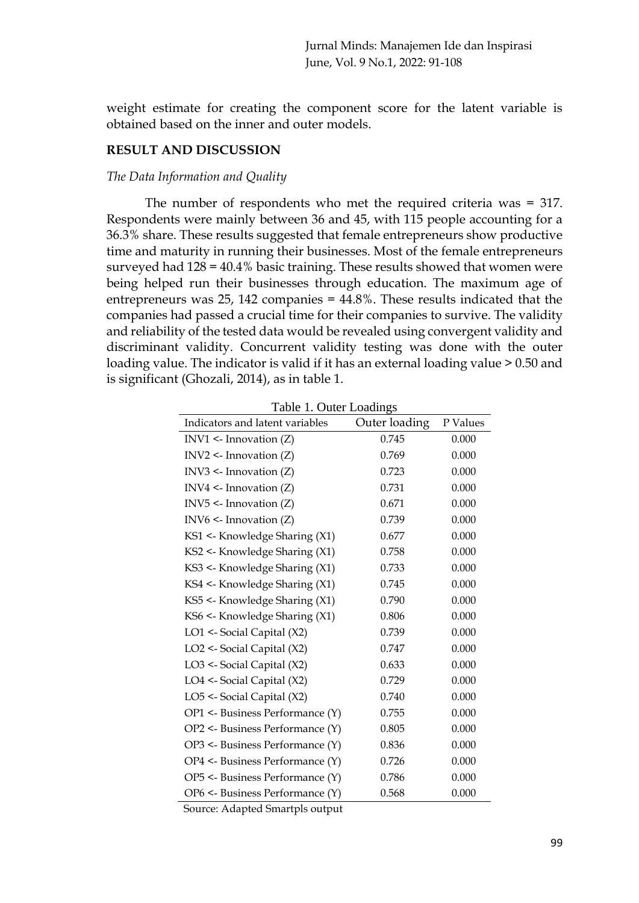weight estimate for creating the component score for the latent variable is obtained based on the inner and outer models.

## RESULT AND DISCUSSION

### *The Data Information and Quality*

The number of respondents who met the required criteria was = 317. Respondents were mainly between 36 and 45, with 115 people accounting for a 36.3% share. These results suggested that female entrepreneurs show productive time and maturity in running their businesses. Most of the female entrepreneurs surveyed had 128 = 40.4% basic training. These results showed that women were being helped run their businesses through education. The maximum age of entrepreneurs was 25, 142 companies = 44.8%. These results indicated that the companies had passed a crucial time for their companies to survive. The validity and reliability of the tested data would be revealed using convergent validity and discriminant validity. Concurrent validity testing was done with the outer loading value. The indicator is valid if it has an external loading value > 0.50 and is significant (Ghozali, 2014), as in table 1.

Table 1. Outer Loadings

| Indicators and latent variables | Outer loading | P Values |
|---|---|---|
| INV1 <- Innovation (Z) | 0.745 | 0.000 |
| INV2 <- Innovation (Z) | 0.769 | 0.000 |
| INV3 <- Innovation (Z) | 0.723 | 0.000 |
| INV4 <- Innovation (Z) | 0.731 | 0.000 |
| INV5 <- Innovation (Z) | 0.671 | 0.000 |
| INV6 <- Innovation (Z) | 0.739 | 0.000 |
| KS1 <- Knowledge Sharing (X1) | 0.677 | 0.000 |
| KS2 <- Knowledge Sharing (X1) | 0.758 | 0.000 |
| KS3 <- Knowledge Sharing (X1) | 0.733 | 0.000 |
| KS4 <- Knowledge Sharing (X1) | 0.745 | 0.000 |
| KS5 <- Knowledge Sharing (X1) | 0.790 | 0.000 |
| KS6 <- Knowledge Sharing (X1) | 0.806 | 0.000 |
| LO1 <- Social Capital (X2) | 0.739 | 0.000 |
| LO2 <- Social Capital (X2) | 0.747 | 0.000 |
| LO3 <- Social Capital (X2) | 0.633 | 0.000 |
| LO4 <- Social Capital (X2) | 0.729 | 0.000 |
| LO5 <- Social Capital (X2) | 0.740 | 0.000 |
| OP1 <- Business Performance (Y) | 0.755 | 0.000 |
| OP2 <- Business Performance (Y) | 0.805 | 0.000 |
| OP3 <- Business Performance (Y) | 0.836 | 0.000 |
| OP4 <- Business Performance (Y) | 0.726 | 0.000 |
| OP5 <- Business Performance (Y) | 0.786 | 0.000 |
| OP6 <- Business Performance (Y) | 0.568 | 0.000 |

Source: Adapted Smartpls output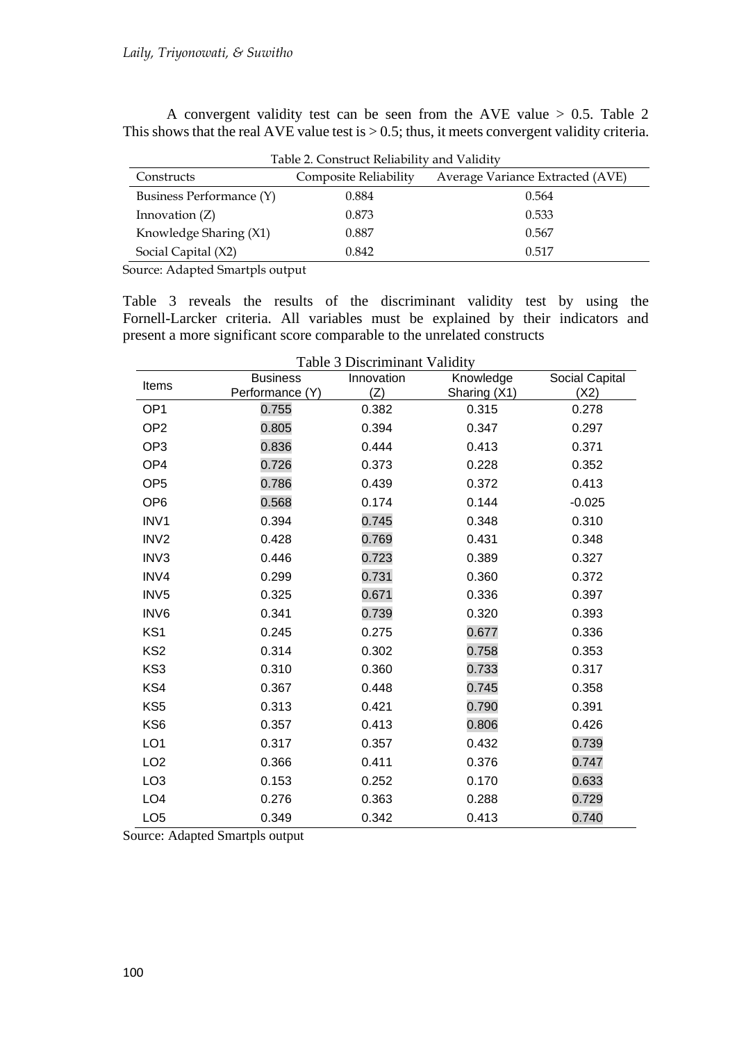A convergent validity test can be seen from the AVE value > 0.5. Table 2 This shows that the real AVE value test is > 0.5; thus, it meets convergent validity criteria.

Table 2. Construct Reliability and Validity

| Constructs | Composite Reliability | Average Variance Extracted (AVE) |
|---|---|---|
| Business Performance (Y) | 0.884 | 0.564 |
| Innovation (Z) | 0.873 | 0.533 |
| Knowledge Sharing (X1) | 0.887 | 0.567 |
| Social Capital (X2) | 0.842 | 0.517 |

Source: Adapted Smartpls output

Table 3 reveals the results of the discriminant validity test by using the Fornell-Larcker criteria. All variables must be explained by their indicators and present a more significant score comparable to the unrelated constructs

Table 3 Discriminant Validity

| Items | Business Performance (Y) | Innovation (Z) | Knowledge Sharing (X1) | Social Capital (X2) |
|---|---|---|---|---|
| OP1 | 0.755 | 0.382 | 0.315 | 0.278 |
| OP2 | 0.805 | 0.394 | 0.347 | 0.297 |
| OP3 | 0.836 | 0.444 | 0.413 | 0.371 |
| OP4 | 0.726 | 0.373 | 0.228 | 0.352 |
| OP5 | 0.786 | 0.439 | 0.372 | 0.413 |
| OP6 | 0.568 | 0.174 | 0.144 | -0.025 |
| INV1 | 0.394 | 0.745 | 0.348 | 0.310 |
| INV2 | 0.428 | 0.769 | 0.431 | 0.348 |
| INV3 | 0.446 | 0.723 | 0.389 | 0.327 |
| INV4 | 0.299 | 0.731 | 0.360 | 0.372 |
| INV5 | 0.325 | 0.671 | 0.336 | 0.397 |
| INV6 | 0.341 | 0.739 | 0.320 | 0.393 |
| KS1 | 0.245 | 0.275 | 0.677 | 0.336 |
| KS2 | 0.314 | 0.302 | 0.758 | 0.353 |
| KS3 | 0.310 | 0.360 | 0.733 | 0.317 |
| KS4 | 0.367 | 0.448 | 0.745 | 0.358 |
| KS5 | 0.313 | 0.421 | 0.790 | 0.391 |
| KS6 | 0.357 | 0.413 | 0.806 | 0.426 |
| LO1 | 0.317 | 0.357 | 0.432 | 0.739 |
| LO2 | 0.366 | 0.411 | 0.376 | 0.747 |
| LO3 | 0.153 | 0.252 | 0.170 | 0.633 |
| LO4 | 0.276 | 0.363 | 0.288 | 0.729 |
| LO5 | 0.349 | 0.342 | 0.413 | 0.740 |

Source: Adapted Smartpls output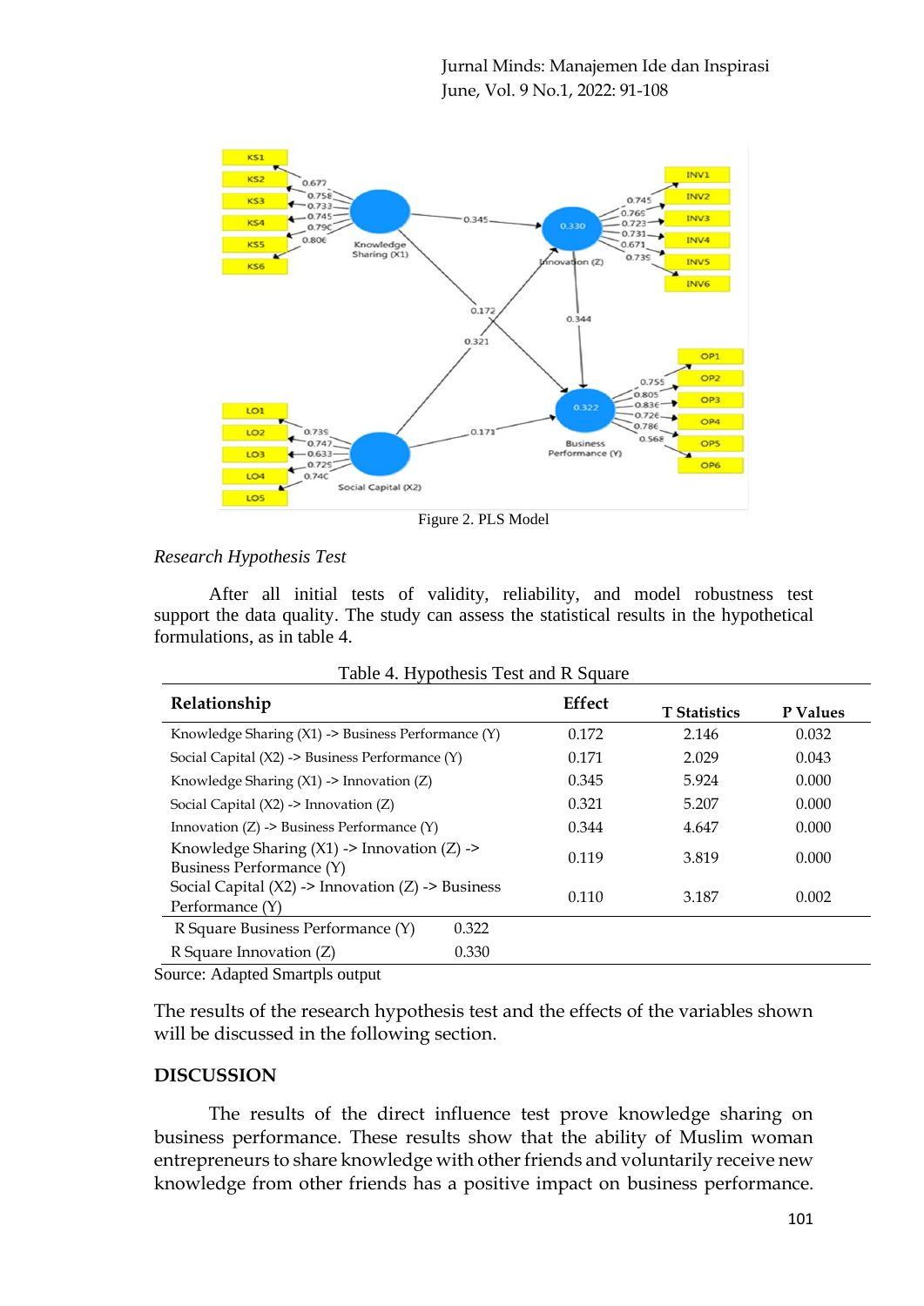Figure 2. PLS Model

*Research Hypothesis Test*

After all initial tests of validity, reliability, and model robustness test support the data quality. The study can assess the statistical results in the hypothetical formulations, as in table 4.

Table 4. Hypothesis Test and R Square

| **Relationship** | **Effect** | **T Statistics** | **P Values** |
|---|---|---|---|
| Knowledge Sharing (X1) -> Business Performance (Y) | 0.172 | 2.146 | 0.032 |
| Social Capital (X2) -> Business Performance (Y) | 0.171 | 2.029 | 0.043 |
| Knowledge Sharing (X1) -> Innovation (Z) | 0.345 | 5.924 | 0.000 |
| Social Capital (X2) -> Innovation (Z) | 0.321 | 5.207 | 0.000 |
| Innovation (Z) -> Business Performance (Y) | 0.344 | 4.647 | 0.000 |
| Knowledge Sharing (X1) -> Innovation (Z) -> Business Performance (Y) | 0.119 | 3.819 | 0.000 |
| Social Capital (X2) -> Innovation (Z) -> Business Performance (Y) | 0.110 | 3.187 | 0.002 |
| R Square Business Performance (Y) | 0.322 | | |
| R Square Innovation (Z) | 0.330 | | |

Source: Adapted Smartpls output

The results of the research hypothesis test and the effects of the variables shown will be discussed in the following section.

## DISCUSSION

The results of the direct influence test prove knowledge sharing on business performance. These results show that the ability of Muslim woman entrepreneurs to share knowledge with other friends and voluntarily receive new knowledge from other friends has a positive impact on business performance.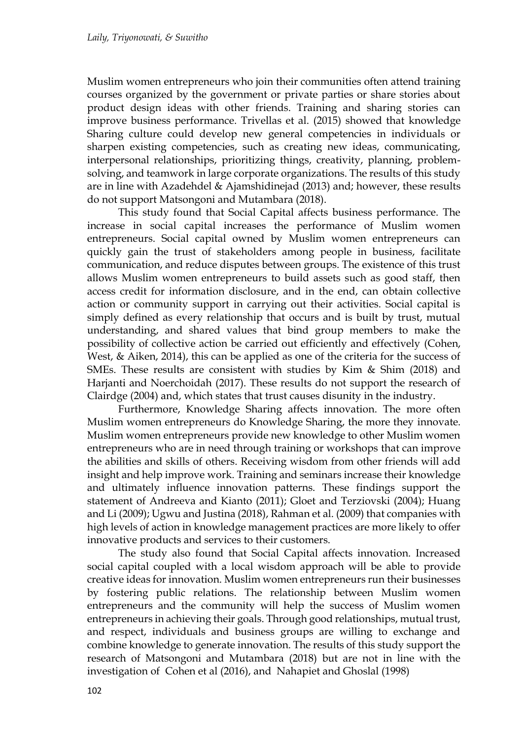Muslim women entrepreneurs who join their communities often attend training courses organized by the government or private parties or share stories about product design ideas with other friends. Training and sharing stories can improve business performance. Trivellas et al. (2015) showed that knowledge Sharing culture could develop new general competencies in individuals or sharpen existing competencies, such as creating new ideas, communicating, interpersonal relationships, prioritizing things, creativity, planning, problem-solving, and teamwork in large corporate organizations. The results of this study are in line with Azadehdel & Ajamshidinejad (2013) and; however, these results do not support Matsongoni and Mutambara (2018).

This study found that Social Capital affects business performance. The increase in social capital increases the performance of Muslim women entrepreneurs. Social capital owned by Muslim women entrepreneurs can quickly gain the trust of stakeholders among people in business, facilitate communication, and reduce disputes between groups. The existence of this trust allows Muslim women entrepreneurs to build assets such as good staff, then access credit for information disclosure, and in the end, can obtain collective action or community support in carrying out their activities. Social capital is simply defined as every relationship that occurs and is built by trust, mutual understanding, and shared values that bind group members to make the possibility of collective action be carried out efficiently and effectively (Cohen, West, & Aiken, 2014), this can be applied as one of the criteria for the success of SMEs. These results are consistent with studies by Kim & Shim (2018) and Harjanti and Noerchoidah (2017). These results do not support the research of Clairdge (2004) and, which states that trust causes disunity in the industry.

Furthermore, Knowledge Sharing affects innovation. The more often Muslim women entrepreneurs do Knowledge Sharing, the more they innovate. Muslim women entrepreneurs provide new knowledge to other Muslim women entrepreneurs who are in need through training or workshops that can improve the abilities and skills of others. Receiving wisdom from other friends will add insight and help improve work. Training and seminars increase their knowledge and ultimately influence innovation patterns. These findings support the statement of Andreeva and Kianto (2011); Gloet and Terziovski (2004); Huang and Li (2009); Ugwu and Justina (2018), Rahman et al. (2009) that companies with high levels of action in knowledge management practices are more likely to offer innovative products and services to their customers.

The study also found that Social Capital affects innovation. Increased social capital coupled with a local wisdom approach will be able to provide creative ideas for innovation. Muslim women entrepreneurs run their businesses by fostering public relations. The relationship between Muslim women entrepreneurs and the community will help the success of Muslim women entrepreneurs in achieving their goals. Through good relationships, mutual trust, and respect, individuals and business groups are willing to exchange and combine knowledge to generate innovation. The results of this study support the research of Matsongoni and Mutambara (2018) but are not in line with the investigation of Cohen et al (2016), and Nahapiet and Ghoslal (1998)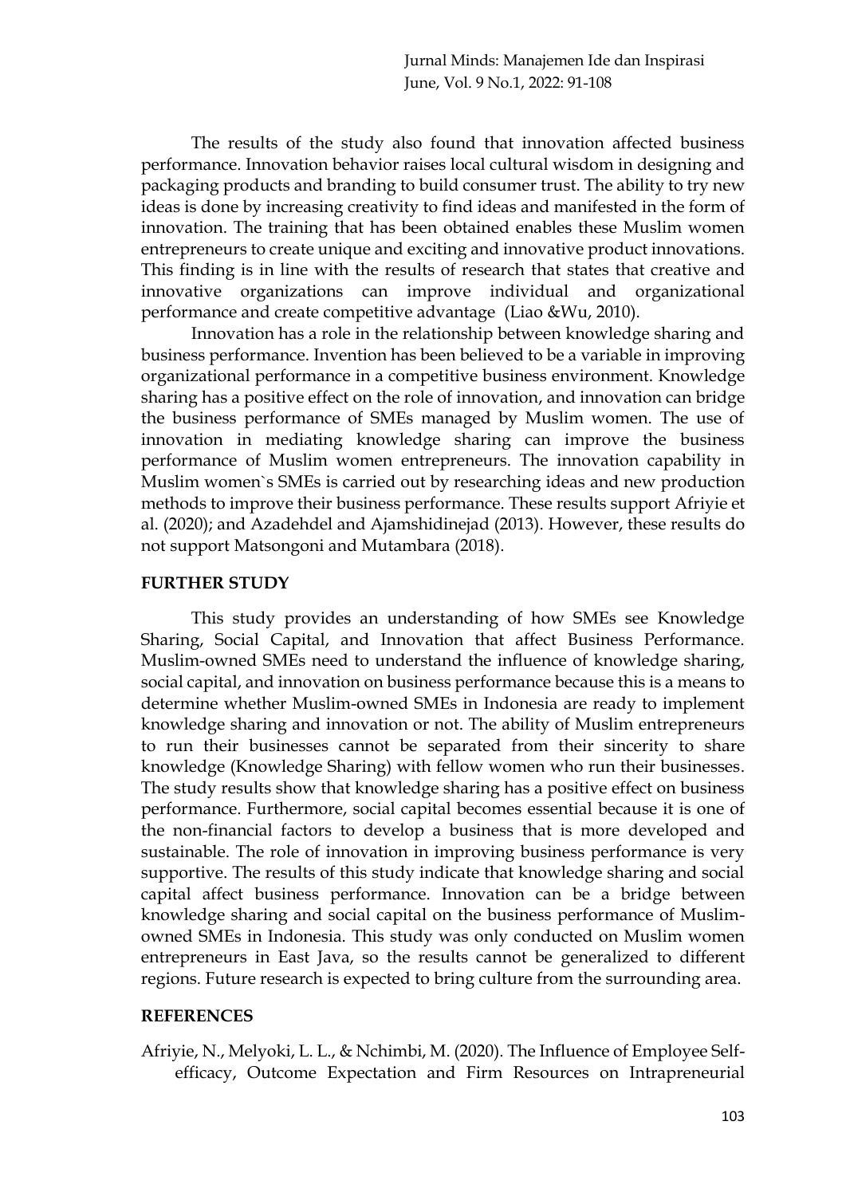The results of the study also found that innovation affected business performance. Innovation behavior raises local cultural wisdom in designing and packaging products and branding to build consumer trust. The ability to try new ideas is done by increasing creativity to find ideas and manifested in the form of innovation. The training that has been obtained enables these Muslim women entrepreneurs to create unique and exciting and innovative product innovations. This finding is in line with the results of research that states that creative and innovative organizations can improve individual and organizational performance and create competitive advantage (Liao &Wu, 2010).

Innovation has a role in the relationship between knowledge sharing and business performance. Invention has been believed to be a variable in improving organizational performance in a competitive business environment. Knowledge sharing has a positive effect on the role of innovation, and innovation can bridge the business performance of SMEs managed by Muslim women. The use of innovation in mediating knowledge sharing can improve the business performance of Muslim women entrepreneurs. The innovation capability in Muslim women`s SMEs is carried out by researching ideas and new production methods to improve their business performance. These results support Afriyie et al. (2020); and Azadehdel and Ajamshidinejad (2013). However, these results do not support Matsongoni and Mutambara (2018).

## FURTHER STUDY

This study provides an understanding of how SMEs see Knowledge Sharing, Social Capital, and Innovation that affect Business Performance. Muslim-owned SMEs need to understand the influence of knowledge sharing, social capital, and innovation on business performance because this is a means to determine whether Muslim-owned SMEs in Indonesia are ready to implement knowledge sharing and innovation or not. The ability of Muslim entrepreneurs to run their businesses cannot be separated from their sincerity to share knowledge (Knowledge Sharing) with fellow women who run their businesses. The study results show that knowledge sharing has a positive effect on business performance. Furthermore, social capital becomes essential because it is one of the non-financial factors to develop a business that is more developed and sustainable. The role of innovation in improving business performance is very supportive. The results of this study indicate that knowledge sharing and social capital affect business performance. Innovation can be a bridge between knowledge sharing and social capital on the business performance of Muslim-owned SMEs in Indonesia. This study was only conducted on Muslim women entrepreneurs in East Java, so the results cannot be generalized to different regions. Future research is expected to bring culture from the surrounding area.

## REFERENCES

Afriyie, N., Melyoki, L. L., & Nchimbi, M. (2020). The Influence of Employee Self-efficacy, Outcome Expectation and Firm Resources on Intrapreneurial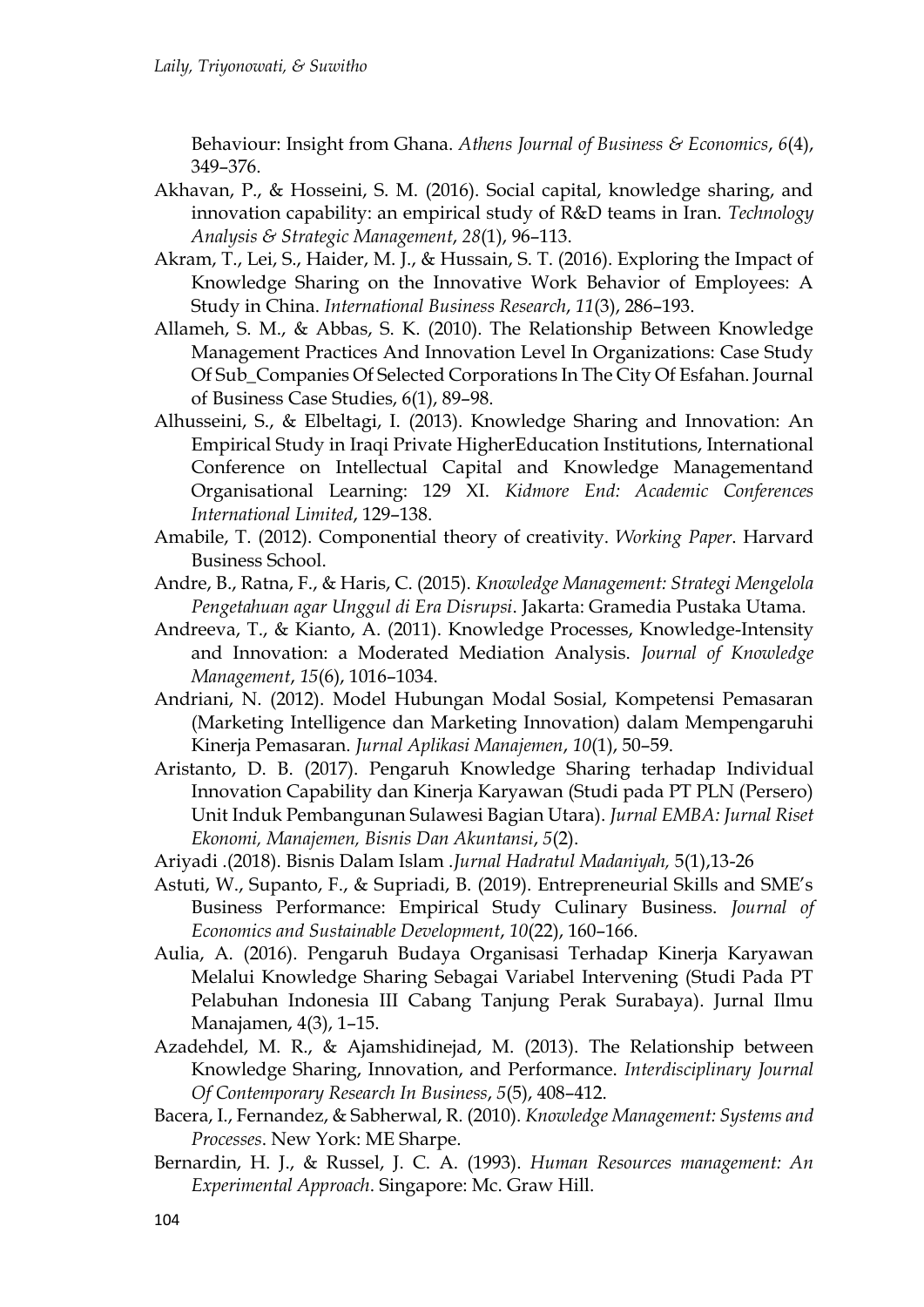Behaviour: Insight from Ghana. *Athens Journal of Business & Economics*, *6*(4), 349–376.

Akhavan, P., & Hosseini, S. M. (2016). Social capital, knowledge sharing, and innovation capability: an empirical study of R&D teams in Iran. *Technology Analysis & Strategic Management*, *28*(1), 96–113.

Akram, T., Lei, S., Haider, M. J., & Hussain, S. T. (2016). Exploring the Impact of Knowledge Sharing on the Innovative Work Behavior of Employees: A Study in China. *International Business Research*, *11*(3), 286–193.

Allameh, S. M., & Abbas, S. K. (2010). The Relationship Between Knowledge Management Practices And Innovation Level In Organizations: Case Study Of Sub_Companies Of Selected Corporations In The City Of Esfahan. Journal of Business Case Studies, 6(1), 89–98.

Alhusseini, S., & Elbeltagi, I. (2013). Knowledge Sharing and Innovation: An Empirical Study in Iraqi Private HigherEducation Institutions, International Conference on Intellectual Capital and Knowledge Managementand Organisational Learning: 129 XI. *Kidmore End: Academic Conferences International Limited*, 129–138.

Amabile, T. (2012). Componential theory of creativity. *Working Paper*. Harvard Business School.

Andre, B., Ratna, F., & Haris, C. (2015). *Knowledge Management: Strategi Mengelola Pengetahuan agar Unggul di Era Disrupsi*. Jakarta: Gramedia Pustaka Utama.

Andreeva, T., & Kianto, A. (2011). Knowledge Processes, Knowledge-Intensity and Innovation: a Moderated Mediation Analysis. *Journal of Knowledge Management*, *15*(6), 1016–1034.

Andriani, N. (2012). Model Hubungan Modal Sosial, Kompetensi Pemasaran (Marketing Intelligence dan Marketing Innovation) dalam Mempengaruhi Kinerja Pemasaran. *Jurnal Aplikasi Manajemen*, *10*(1), 50–59.

Aristanto, D. B. (2017). Pengaruh Knowledge Sharing terhadap Individual Innovation Capability dan Kinerja Karyawan (Studi pada PT PLN (Persero) Unit Induk Pembangunan Sulawesi Bagian Utara). *Jurnal EMBA: Jurnal Riset Ekonomi, Manajemen, Bisnis Dan Akuntansi*, *5*(2).

Ariyadi .(2018). Bisnis Dalam Islam .*Jurnal Hadratul Madaniyah,* 5(1),13-26

Astuti, W., Supanto, F., & Supriadi, B. (2019). Entrepreneurial Skills and SME's Business Performance: Empirical Study Culinary Business. *Journal of Economics and Sustainable Development*, *10*(22), 160–166.

Aulia, A. (2016). Pengaruh Budaya Organisasi Terhadap Kinerja Karyawan Melalui Knowledge Sharing Sebagai Variabel Intervening (Studi Pada PT Pelabuhan Indonesia III Cabang Tanjung Perak Surabaya). Jurnal Ilmu Manajamen, 4(3), 1–15.

Azadehdel, M. R., & Ajamshidinejad, M. (2013). The Relationship between Knowledge Sharing, Innovation, and Performance. *Interdisciplinary Journal Of Contemporary Research In Business*, *5*(5), 408–412.

Bacera, I., Fernandez, & Sabherwal, R. (2010). *Knowledge Management: Systems and Processes*. New York: ME Sharpe.

Bernardin, H. J., & Russel, J. C. A. (1993). *Human Resources management: An Experimental Approach*. Singapore: Mc. Graw Hill.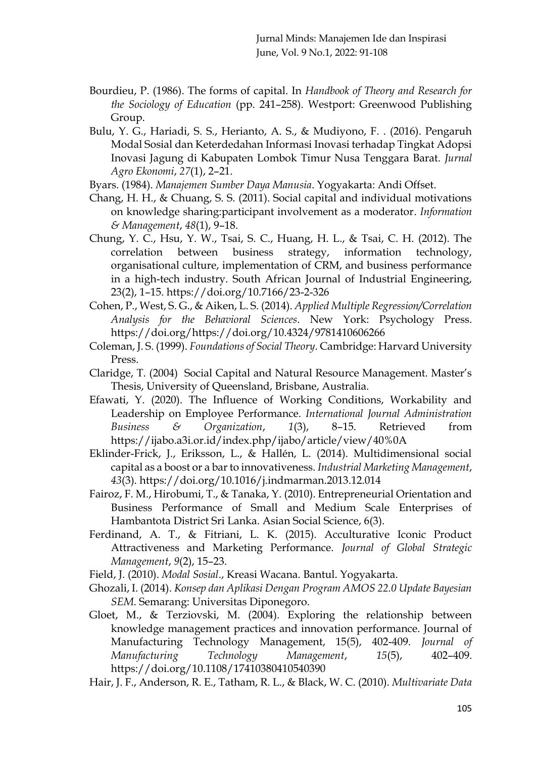Bourdieu, P. (1986). The forms of capital. In *Handbook of Theory and Research for the Sociology of Education* (pp. 241–258). Westport: Greenwood Publishing Group.

Bulu, Y. G., Hariadi, S. S., Herianto, A. S., & Mudiyono, F. . (2016). Pengaruh Modal Sosial dan Keterdedahan Informasi Inovasi terhadap Tingkat Adopsi Inovasi Jagung di Kabupaten Lombok Timur Nusa Tenggara Barat. *Jurnal Agro Ekonomi*, *27*(1), 2–21.

Byars. (1984). *Manajemen Sumber Daya Manusia*. Yogyakarta: Andi Offset.

Chang, H. H., & Chuang, S. S. (2011). Social capital and individual motivations on knowledge sharing:participant involvement as a moderator. *Information & Management*, *48*(1), 9–18.

Chung, Y. C., Hsu, Y. W., Tsai, S. C., Huang, H. L., & Tsai, C. H. (2012). The correlation between business strategy, information technology, organisational culture, implementation of CRM, and business performance in a high-tech industry. South African Journal of Industrial Engineering, 23(2), 1–15. https://doi.org/10.7166/23-2-326

Cohen, P., West, S. G., & Aiken, L. S. (2014). *Applied Multiple Regression/Correlation Analysis for the Behavioral Sciences*. New York: Psychology Press. https://doi.org/https://doi.org/10.4324/9781410606266

Coleman, J. S. (1999). *Foundations of Social Theory*. Cambridge: Harvard University Press.

Claridge, T. (2004) Social Capital and Natural Resource Management. Master's Thesis, University of Queensland, Brisbane, Australia.

Efawati, Y. (2020). The Influence of Working Conditions, Workability and Leadership on Employee Performance. *International Journal Administration Business & Organization*, *1*(3), 8–15. Retrieved from https://ijabo.a3i.or.id/index.php/ijabo/article/view/40%0A

Eklinder-Frick, J., Eriksson, L., & Hallén, L. (2014). Multidimensional social capital as a boost or a bar to innovativeness. *Industrial Marketing Management*, *43*(3). https://doi.org/10.1016/j.indmarman.2013.12.014

Fairoz, F. M., Hirobumi, T., & Tanaka, Y. (2010). Entrepreneurial Orientation and Business Performance of Small and Medium Scale Enterprises of Hambantota District Sri Lanka. Asian Social Science, 6(3).

Ferdinand, A. T., & Fitriani, L. K. (2015). Acculturative Iconic Product Attractiveness and Marketing Performance. *Journal of Global Strategic Management*, *9*(2), 15–23.

Field, J. (2010). *Modal Sosial*., Kreasi Wacana. Bantul. Yogyakarta.

Ghozali, I. (2014). *Konsep dan Aplikasi Dengan Program AMOS 22.0 Update Bayesian SEM*. Semarang: Universitas Diponegoro.

Gloet, M., & Terziovski, M. (2004). Exploring the relationship between knowledge management practices and innovation performance. Journal of Manufacturing Technology Management, 15(5), 402-409. *Journal of Manufacturing Technology Management*, *15*(5), 402–409. https://doi.org/10.1108/17410380410540390

Hair, J. F., Anderson, R. E., Tatham, R. L., & Black, W. C. (2010). *Multivariate Data*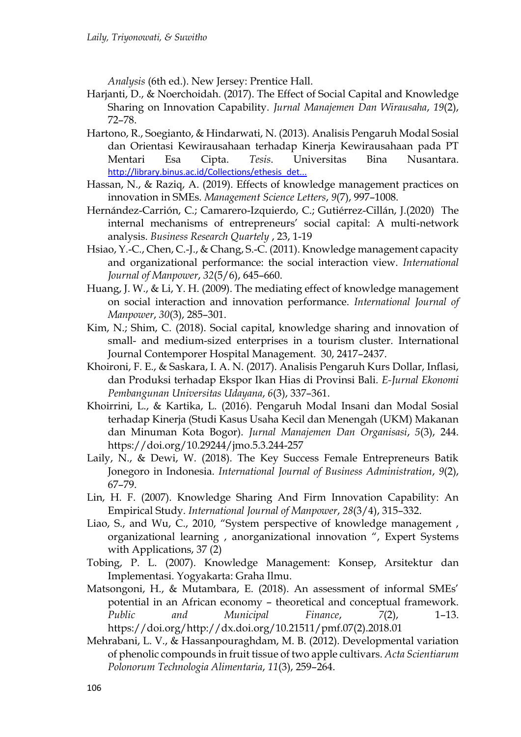*Analysis* (6th ed.). New Jersey: Prentice Hall.

Harjanti, D., & Noerchoidah. (2017). The Effect of Social Capital and Knowledge Sharing on Innovation Capability. *Jurnal Manajemen Dan Wirausaha*, *19*(2), 72–78.

Hartono, R., Soegianto, & Hindarwati, N. (2013). Analisis Pengaruh Modal Sosial dan Orientasi Kewirausahaan terhadap Kinerja Kewirausahaan pada PT Mentari Esa Cipta. *Tesis*. Universitas Bina Nusantara. http://library.binus.ac.id/Collections/ethesis_det...

Hassan, N., & Raziq, A. (2019). Effects of knowledge management practices on innovation in SMEs. *Management Science Letters*, *9*(7), 997–1008.

Hernández-Carrión, C.; Camarero-Izquierdo, C.; Gutiérrez-Cillán, J.(2020) The internal mechanisms of entrepreneurs' social capital: A multi-network analysis. *Business Research Quartely* , 23, 1-19

Hsiao, Y.-C., Chen, C.-J., & Chang, S.-C. (2011). Knowledge management capacity and organizational performance: the social interaction view. *International Journal of Manpower*, *32*(5/6), 645–660.

Huang, J. W., & Li, Y. H. (2009). The mediating effect of knowledge management on social interaction and innovation performance. *International Journal of Manpower*, *30*(3), 285–301.

Kim, N.; Shim, C. (2018). Social capital, knowledge sharing and innovation of small- and medium-sized enterprises in a tourism cluster. International Journal Contemporer Hospital Management. 30, 2417–2437.

Khoironi, F. E., & Saskara, I. A. N. (2017). Analisis Pengaruh Kurs Dollar, Inflasi, dan Produksi terhadap Ekspor Ikan Hias di Provinsi Bali. *E-Jurnal Ekonomi Pembangunan Universitas Udayana*, *6*(3), 337–361.

Khoirrini, L., & Kartika, L. (2016). Pengaruh Modal Insani dan Modal Sosial terhadap Kinerja (Studi Kasus Usaha Kecil dan Menengah (UKM) Makanan dan Minuman Kota Bogor). *Jurnal Manajemen Dan Organisasi*, *5*(3), 244. https://doi.org/10.29244/jmo.5.3.244-257

Laily, N., & Dewi, W. (2018). The Key Success Female Entrepreneurs Batik Jonegoro in Indonesia. *International Journal of Business Administration*, *9*(2), 67–79.

Lin, H. F. (2007). Knowledge Sharing And Firm Innovation Capability: An Empirical Study. *International Journal of Manpower*, *28*(3/4), 315–332.

Liao, S., and Wu, C., 2010, "System perspective of knowledge management , organizational learning , anorganizational innovation ", Expert Systems with Applications, 37 (2)

Tobing, P. L. (2007). Knowledge Management: Konsep, Arsitektur dan Implementasi. Yogyakarta: Graha Ilmu.

Matsongoni, H., & Mutambara, E. (2018). An assessment of informal SMEs' potential in an African economy – theoretical and conceptual framework. *Public and Municipal Finance*, *7*(2), 1–13. https://doi.org/http://dx.doi.org/10.21511/pmf.07(2).2018.01

Mehrabani, L. V., & Hassanpouraghdam, M. B. (2012). Developmental variation of phenolic compounds in fruit tissue of two apple cultivars. *Acta Scientiarum Polonorum Technologia Alimentaria*, *11*(3), 259–264.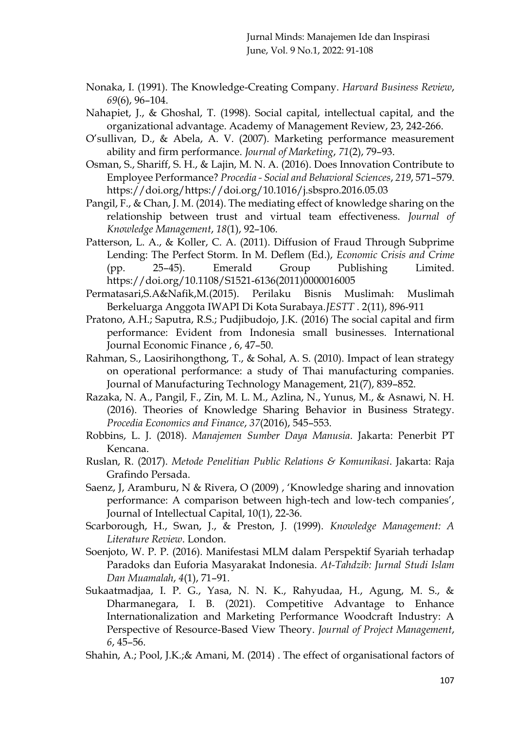Nonaka, I. (1991). The Knowledge-Creating Company. *Harvard Business Review*, *69*(6), 96–104.

Nahapiet, J., & Ghoshal, T. (1998). Social capital, intellectual capital, and the organizational advantage. Academy of Management Review, 23, 242-266.

O'sullivan, D., & Abela, A. V. (2007). Marketing performance measurement ability and firm performance. *Journal of Marketing*, *71*(2), 79–93.

Osman, S., Shariff, S. H., & Lajin, M. N. A. (2016). Does Innovation Contribute to Employee Performance? *Procedia - Social and Behavioral Sciences*, *219*, 571–579. https://doi.org/https://doi.org/10.1016/j.sbspro.2016.05.03

Pangil, F., & Chan, J. M. (2014). The mediating effect of knowledge sharing on the relationship between trust and virtual team effectiveness. *Journal of Knowledge Management*, *18*(1), 92–106.

Patterson, L. A., & Koller, C. A. (2011). Diffusion of Fraud Through Subprime Lending: The Perfect Storm. In M. Deflem (Ed.), *Economic Crisis and Crime* (pp. 25–45). Emerald Group Publishing Limited. https://doi.org/10.1108/S1521-6136(2011)0000016005

Permatasari,S.A&Nafik,M.(2015). Perilaku Bisnis Muslimah: Muslimah Berkeluarga Anggota IWAPI Di Kota Surabaya.*JESTT* . 2(11), 896-911

Pratono, A.H.; Saputra, R.S.; Pudjibudojo, J.K. (2016) The social capital and firm performance: Evident from Indonesia small businesses. International Journal Economic Finance , 6, 47–50.

Rahman, S., Laosirihongthong, T., & Sohal, A. S. (2010). Impact of lean strategy on operational performance: a study of Thai manufacturing companies. Journal of Manufacturing Technology Management, 21(7), 839–852.

Razaka, N. A., Pangil, F., Zin, M. L. M., Azlina, N., Yunus, M., & Asnawi, N. H. (2016). Theories of Knowledge Sharing Behavior in Business Strategy. *Procedia Economics and Finance*, *37*(2016), 545–553.

Robbins, L. J. (2018). *Manajemen Sumber Daya Manusia*. Jakarta: Penerbit PT Kencana.

Ruslan, R. (2017). *Metode Penelitian Public Relations & Komunikasi*. Jakarta: Raja Grafindo Persada.

Saenz, J, Aramburu, N & Rivera, O (2009) , 'Knowledge sharing and innovation performance: A comparison between high-tech and low-tech companies', Journal of Intellectual Capital, 10(1), 22-36.

Scarborough, H., Swan, J., & Preston, J. (1999). *Knowledge Management: A Literature Review*. London.

Soenjoto, W. P. P. (2016). Manifestasi MLM dalam Perspektif Syariah terhadap Paradoks dan Euforia Masyarakat Indonesia. *At-Tahdzib: Jurnal Studi Islam Dan Muamalah*, *4*(1), 71–91.

Sukaatmadjaa, I. P. G., Yasa, N. N. K., Rahyudaa, H., Agung, M. S., & Dharmanegara, I. B. (2021). Competitive Advantage to Enhance Internationalization and Marketing Performance Woodcraft Industry: A Perspective of Resource-Based View Theory. *Journal of Project Management*, *6*, 45–56.

Shahin, A.; Pool, J.K.;& Amani, M. (2014) . The effect of organisational factors of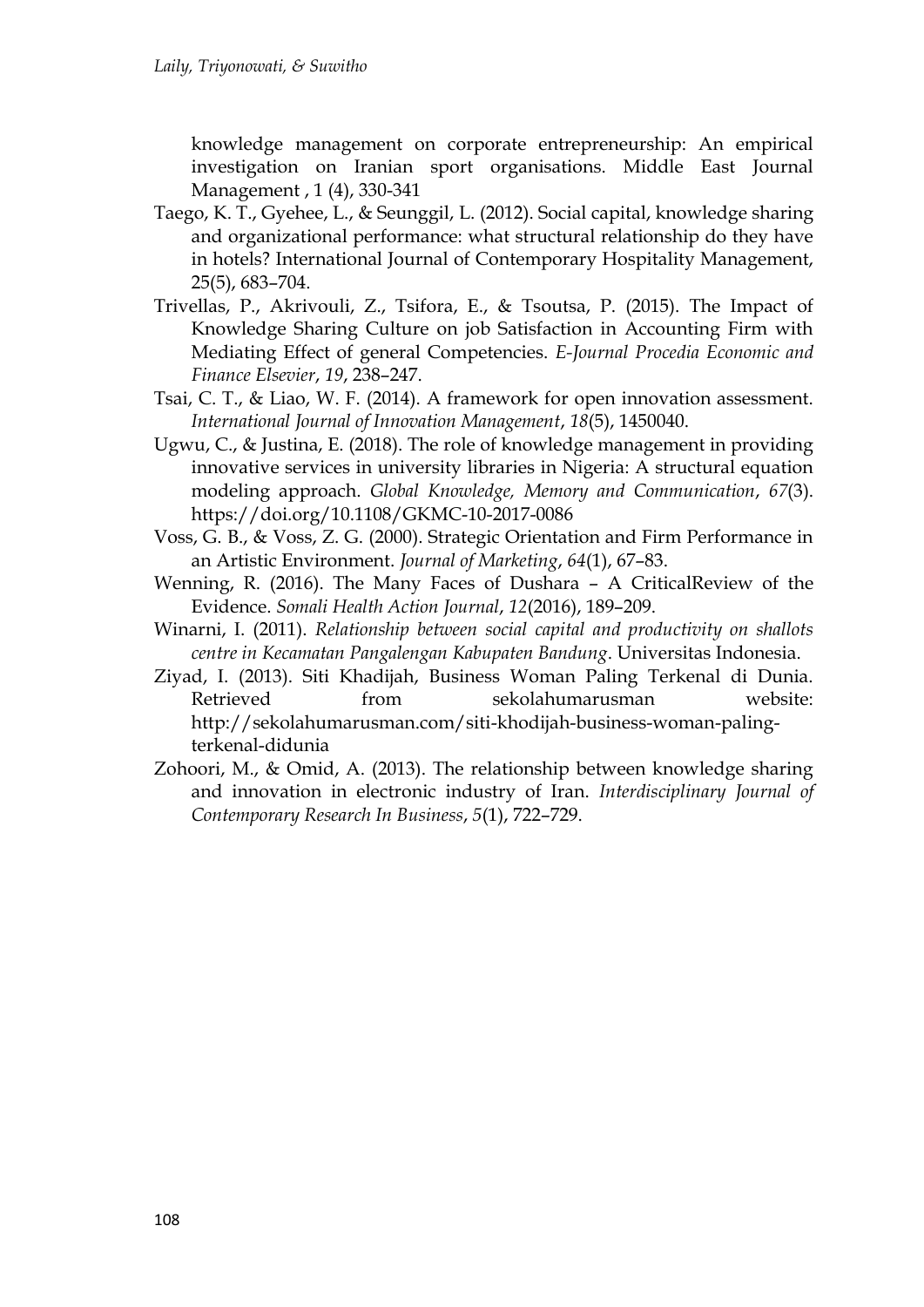knowledge management on corporate entrepreneurship: An empirical investigation on Iranian sport organisations. Middle East Journal Management , 1 (4), 330-341

Taego, K. T., Gyehee, L., & Seunggil, L. (2012). Social capital, knowledge sharing and organizational performance: what structural relationship do they have in hotels? International Journal of Contemporary Hospitality Management, 25(5), 683–704.

Trivellas, P., Akrivouli, Z., Tsifora, E., & Tsoutsa, P. (2015). The Impact of Knowledge Sharing Culture on job Satisfaction in Accounting Firm with Mediating Effect of general Competencies. *E-Journal Procedia Economic and Finance Elsevier*, *19*, 238–247.

Tsai, C. T., & Liao, W. F. (2014). A framework for open innovation assessment. *International Journal of Innovation Management*, *18*(5), 1450040.

Ugwu, C., & Justina, E. (2018). The role of knowledge management in providing innovative services in university libraries in Nigeria: A structural equation modeling approach. *Global Knowledge, Memory and Communication*, *67*(3). https://doi.org/10.1108/GKMC-10-2017-0086

Voss, G. B., & Voss, Z. G. (2000). Strategic Orientation and Firm Performance in an Artistic Environment. *Journal of Marketing*, *64*(1), 67–83.

Wenning, R. (2016). The Many Faces of Dushara – A CriticalReview of the Evidence. *Somali Health Action Journal*, *12*(2016), 189–209.

Winarni, I. (2011). *Relationship between social capital and productivity on shallots centre in Kecamatan Pangalengan Kabupaten Bandung*. Universitas Indonesia.

Ziyad, I. (2013). Siti Khadijah, Business Woman Paling Terkenal di Dunia. Retrieved from sekolahumarusman website: http://sekolahumarusman.com/siti-khodijah-business-woman-paling-terkenal-didunia

Zohoori, M., & Omid, A. (2013). The relationship between knowledge sharing and innovation in electronic industry of Iran. *Interdisciplinary Journal of Contemporary Research In Business*, *5*(1), 722–729.